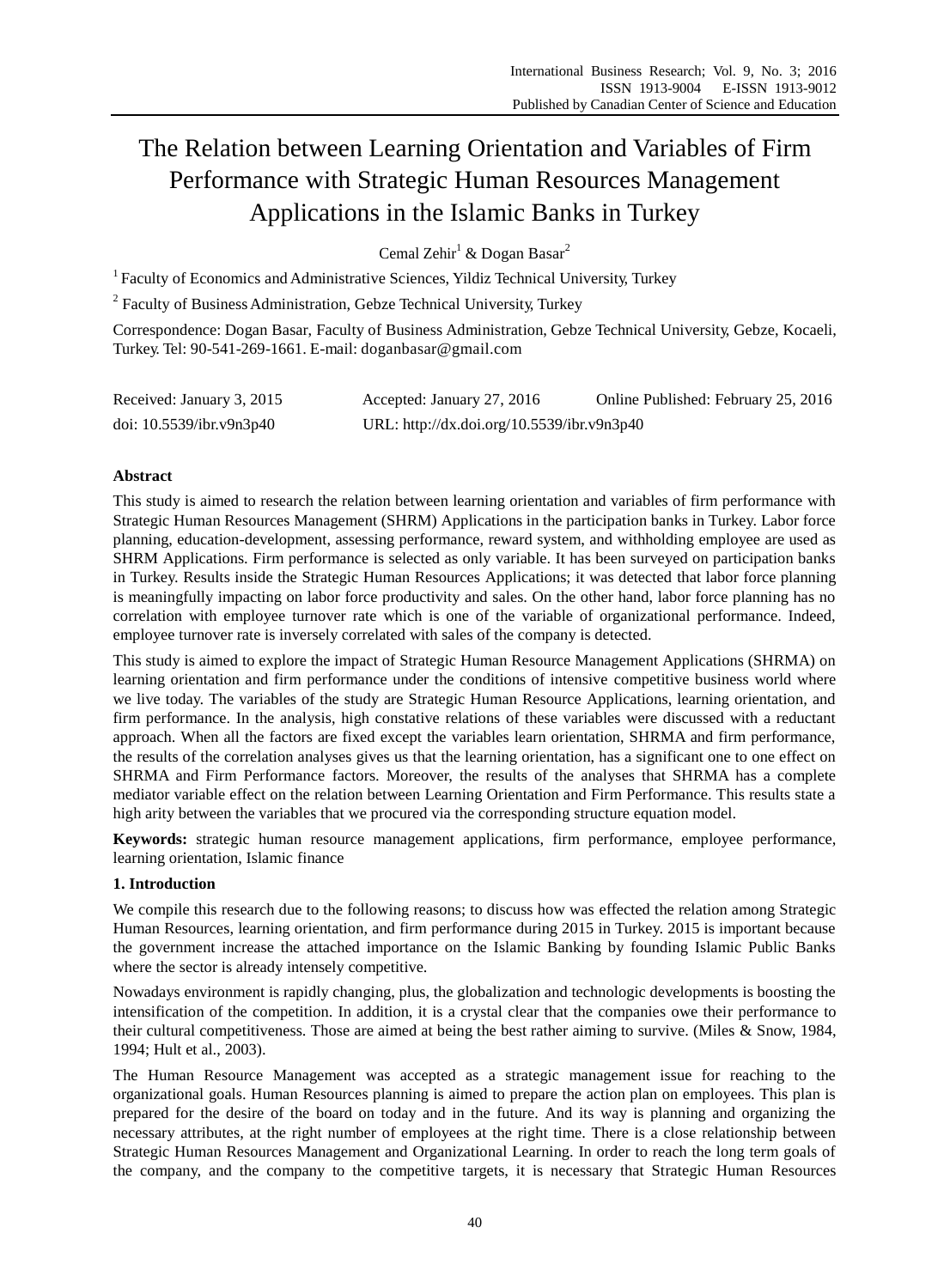# The Relation between Learning Orientation and Variables of Firm Performance with Strategic Human Resources Management Applications in the Islamic Banks in Turkey

Cemal Zehir[1] & Dogan Basar[2]

[1] Faculty of Economics and Administrative Sciences, Yildiz Technical University, Turkey

[2] Faculty of Business Administration, Gebze Technical University, Turkey

Correspondence: Dogan Basar, Faculty of Business Administration, Gebze Technical University, Gebze, Kocaeli, Turkey. Tel: 90-541-269-1661. E-mail: doganbasar@gmail.com

Received: January 3, 2015 Accepted: January 27, 2016 Online Published: February 25, 2016

doi: 10.5539/ibr.v9n3p40 URL: http://dx.doi.org/10.5539/ibr.v9n3p40

## Abstract

This study is aimed to research the relation between learning orientation and variables of firm performance with Strategic Human Resources Management (SHRM) Applications in the participation banks in Turkey. Labor force planning, education-development, assessing performance, reward system, and withholding employee are used as SHRM Applications. Firm performance is selected as only variable. It has been surveyed on participation banks in Turkey. Results inside the Strategic Human Resources Applications; it was detected that labor force planning is meaningfully impacting on labor force productivity and sales. On the other hand, labor force planning has no correlation with employee turnover rate which is one of the variable of organizational performance. Indeed, employee turnover rate is inversely correlated with sales of the company is detected.

This study is aimed to explore the impact of Strategic Human Resource Management Applications (SHRMA) on learning orientation and firm performance under the conditions of intensive competitive business world where we live today. The variables of the study are Strategic Human Resource Applications, learning orientation, and firm performance. In the analysis, high constative relations of these variables were discussed with a reductant approach. When all the factors are fixed except the variables learn orientation, SHRMA and firm performance, the results of the correlation analyses gives us that the learning orientation, has a significant one to one effect on SHRMA and Firm Performance factors. Moreover, the results of the analyses that SHRMA has a complete mediator variable effect on the relation between Learning Orientation and Firm Performance. This results state a high arity between the variables that we procured via the corresponding structure equation model.

**Keywords:** strategic human resource management applications, firm performance, employee performance, learning orientation, Islamic finance

## 1. Introduction

We compile this research due to the following reasons; to discuss how was effected the relation among Strategic Human Resources, learning orientation, and firm performance during 2015 in Turkey. 2015 is important because the government increase the attached importance on the Islamic Banking by founding Islamic Public Banks where the sector is already intensely competitive.

Nowadays environment is rapidly changing, plus, the globalization and technologic developments is boosting the intensification of the competition. In addition, it is a crystal clear that the companies owe their performance to their cultural competitiveness. Those are aimed at being the best rather aiming to survive. (Miles & Snow, 1984, 1994; Hult et al., 2003).

The Human Resource Management was accepted as a strategic management issue for reaching to the organizational goals. Human Resources planning is aimed to prepare the action plan on employees. This plan is prepared for the desire of the board on today and in the future. And its way is planning and organizing the necessary attributes, at the right number of employees at the right time. There is a close relationship between Strategic Human Resources Management and Organizational Learning. In order to reach the long term goals of the company, and the company to the competitive targets, it is necessary that Strategic Human Resources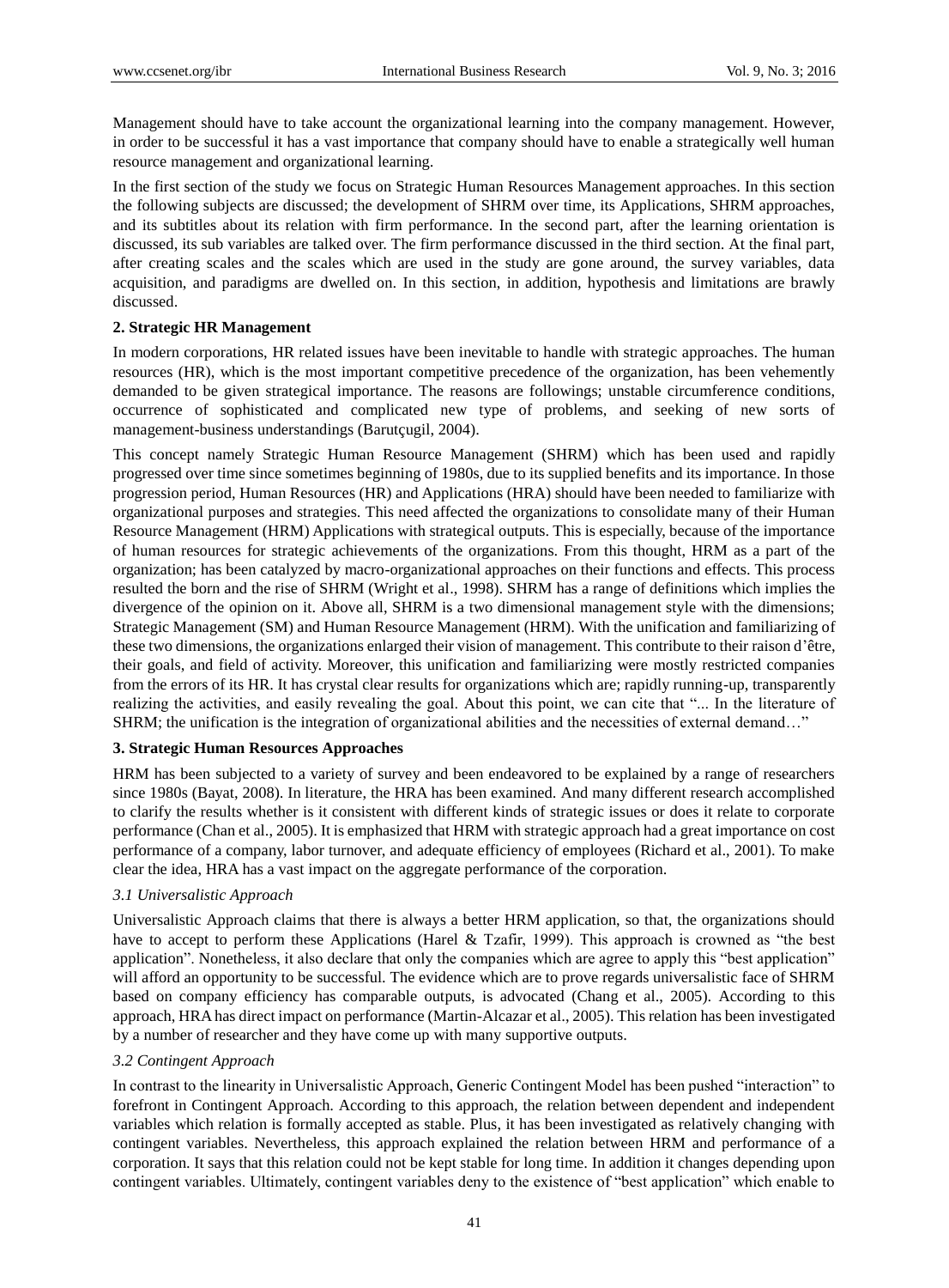Management should have to take account the organizational learning into the company management. However, in order to be successful it has a vast importance that company should have to enable a strategically well human resource management and organizational learning.

In the first section of the study we focus on Strategic Human Resources Management approaches. In this section the following subjects are discussed; the development of SHRM over time, its Applications, SHRM approaches, and its subtitles about its relation with firm performance. In the second part, after the learning orientation is discussed, its sub variables are talked over. The firm performance discussed in the third section. At the final part, after creating scales and the scales which are used in the study are gone around, the survey variables, data acquisition, and paradigms are dwelled on. In this section, in addition, hypothesis and limitations are brawly discussed.

**2. Strategic HR Management**

In modern corporations, HR related issues have been inevitable to handle with strategic approaches. The human resources (HR), which is the most important competitive precedence of the organization, has been vehemently demanded to be given strategical importance. The reasons are followings; unstable circumference conditions, occurrence of sophisticated and complicated new type of problems, and seeking of new sorts of management-business understandings (Barutçugil, 2004).

This concept namely Strategic Human Resource Management (SHRM) which has been used and rapidly progressed over time since sometimes beginning of 1980s, due to its supplied benefits and its importance. In those progression period, Human Resources (HR) and Applications (HRA) should have been needed to familiarize with organizational purposes and strategies. This need affected the organizations to consolidate many of their Human Resource Management (HRM) Applications with strategical outputs. This is especially, because of the importance of human resources for strategic achievements of the organizations. From this thought, HRM as a part of the organization; has been catalyzed by macro-organizational approaches on their functions and effects. This process resulted the born and the rise of SHRM (Wright et al., 1998). SHRM has a range of definitions which implies the divergence of the opinion on it. Above all, SHRM is a two dimensional management style with the dimensions; Strategic Management (SM) and Human Resource Management (HRM). With the unification and familiarizing of these two dimensions, the organizations enlarged their vision of management. This contribute to their raison d'être, their goals, and field of activity. Moreover, this unification and familiarizing were mostly restricted companies from the errors of its HR. It has crystal clear results for organizations which are; rapidly running-up, transparently realizing the activities, and easily revealing the goal. About this point, we can cite that "... In the literature of SHRM; the unification is the integration of organizational abilities and the necessities of external demand…"

**3. Strategic Human Resources Approaches**

HRM has been subjected to a variety of survey and been endeavored to be explained by a range of researchers since 1980s (Bayat, 2008). In literature, the HRA has been examined. And many different research accomplished to clarify the results whether is it consistent with different kinds of strategic issues or does it relate to corporate performance (Chan et al., 2005). It is emphasized that HRM with strategic approach had a great importance on cost performance of a company, labor turnover, and adequate efficiency of employees (Richard et al., 2001). To make clear the idea, HRA has a vast impact on the aggregate performance of the corporation.

*3.1 Universalistic Approach*

Universalistic Approach claims that there is always a better HRM application, so that, the organizations should have to accept to perform these Applications (Harel & Tzafir, 1999). This approach is crowned as "the best application". Nonetheless, it also declare that only the companies which are agree to apply this "best application" will afford an opportunity to be successful. The evidence which are to prove regards universalistic face of SHRM based on company efficiency has comparable outputs, is advocated (Chang et al., 2005). According to this approach, HRA has direct impact on performance (Martin-Alcazar et al., 2005). This relation has been investigated by a number of researcher and they have come up with many supportive outputs.

*3.2 Contingent Approach*

In contrast to the linearity in Universalistic Approach, Generic Contingent Model has been pushed "interaction" to forefront in Contingent Approach. According to this approach, the relation between dependent and independent variables which relation is formally accepted as stable. Plus, it has been investigated as relatively changing with contingent variables. Nevertheless, this approach explained the relation between HRM and performance of a corporation. It says that this relation could not be kept stable for long time. In addition it changes depending upon contingent variables. Ultimately, contingent variables deny to the existence of "best application" which enable to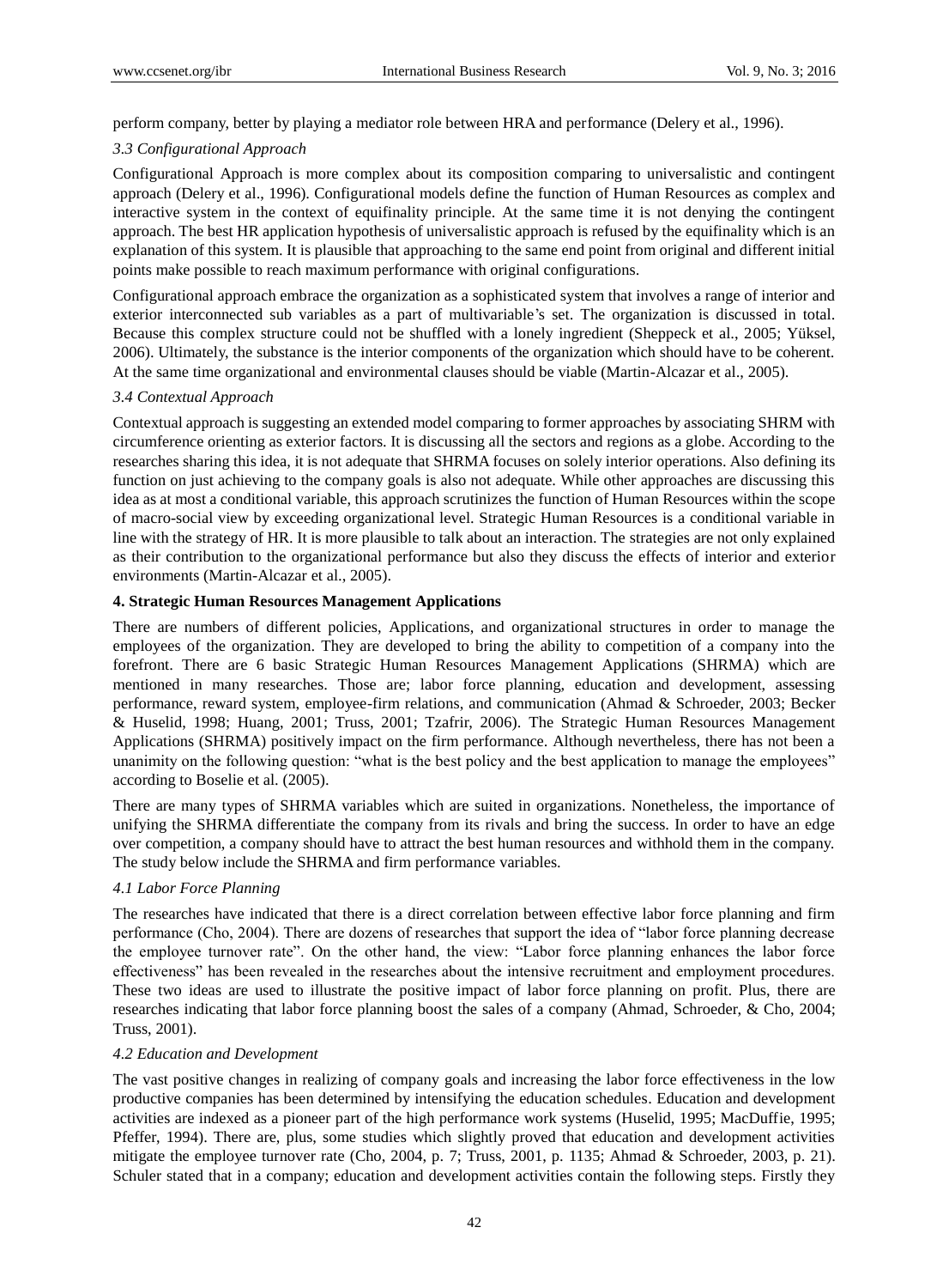perform company, better by playing a mediator role between HRA and performance (Delery et al., 1996).

### 3.3 Configurational Approach

Configurational Approach is more complex about its composition comparing to universalistic and contingent approach (Delery et al., 1996). Configurational models define the function of Human Resources as complex and interactive system in the context of equifinality principle. At the same time it is not denying the contingent approach. The best HR application hypothesis of universalistic approach is refused by the equifinality which is an explanation of this system. It is plausible that approaching to the same end point from original and different initial points make possible to reach maximum performance with original configurations.

Configurational approach embrace the organization as a sophisticated system that involves a range of interior and exterior interconnected sub variables as a part of multivariable's set. The organization is discussed in total. Because this complex structure could not be shuffled with a lonely ingredient (Sheppeck et al., 2005; Yüksel, 2006). Ultimately, the substance is the interior components of the organization which should have to be coherent. At the same time organizational and environmental clauses should be viable (Martin-Alcazar et al., 2005).

### 3.4 Contextual Approach

Contextual approach is suggesting an extended model comparing to former approaches by associating SHRM with circumference orienting as exterior factors. It is discussing all the sectors and regions as a globe. According to the researches sharing this idea, it is not adequate that SHRMA focuses on solely interior operations. Also defining its function on just achieving to the company goals is also not adequate. While other approaches are discussing this idea as at most a conditional variable, this approach scrutinizes the function of Human Resources within the scope of macro-social view by exceeding organizational level. Strategic Human Resources is a conditional variable in line with the strategy of HR. It is more plausible to talk about an interaction. The strategies are not only explained as their contribution to the organizational performance but also they discuss the effects of interior and exterior environments (Martin-Alcazar et al., 2005).

## 4. Strategic Human Resources Management Applications

There are numbers of different policies, Applications, and organizational structures in order to manage the employees of the organization. They are developed to bring the ability to competition of a company into the forefront. There are 6 basic Strategic Human Resources Management Applications (SHRMA) which are mentioned in many researches. Those are; labor force planning, education and development, assessing performance, reward system, employee-firm relations, and communication (Ahmad & Schroeder, 2003; Becker & Huselid, 1998; Huang, 2001; Truss, 2001; Tzafrir, 2006). The Strategic Human Resources Management Applications (SHRMA) positively impact on the firm performance. Although nevertheless, there has not been a unanimity on the following question: "what is the best policy and the best application to manage the employees" according to Boselie et al. (2005).

There are many types of SHRMA variables which are suited in organizations. Nonetheless, the importance of unifying the SHRMA differentiate the company from its rivals and bring the success. In order to have an edge over competition, a company should have to attract the best human resources and withhold them in the company. The study below include the SHRMA and firm performance variables.

### 4.1 Labor Force Planning

The researches have indicated that there is a direct correlation between effective labor force planning and firm performance (Cho, 2004). There are dozens of researches that support the idea of "labor force planning decrease the employee turnover rate". On the other hand, the view: "Labor force planning enhances the labor force effectiveness" has been revealed in the researches about the intensive recruitment and employment procedures. These two ideas are used to illustrate the positive impact of labor force planning on profit. Plus, there are researches indicating that labor force planning boost the sales of a company (Ahmad, Schroeder, & Cho, 2004; Truss, 2001).

### 4.2 Education and Development

The vast positive changes in realizing of company goals and increasing the labor force effectiveness in the low productive companies has been determined by intensifying the education schedules. Education and development activities are indexed as a pioneer part of the high performance work systems (Huselid, 1995; MacDuffie, 1995; Pfeffer, 1994). There are, plus, some studies which slightly proved that education and development activities mitigate the employee turnover rate (Cho, 2004, p. 7; Truss, 2001, p. 1135; Ahmad & Schroeder, 2003, p. 21). Schuler stated that in a company; education and development activities contain the following steps. Firstly they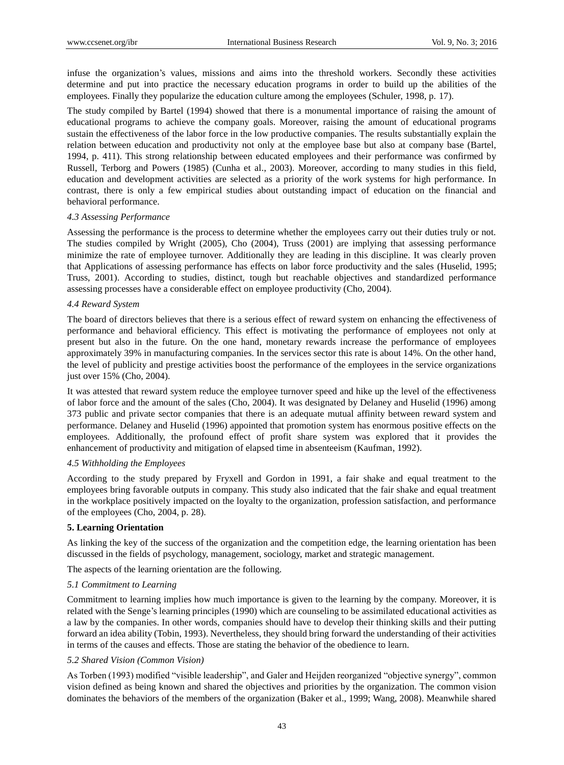infuse the organization's values, missions and aims into the threshold workers. Secondly these activities determine and put into practice the necessary education programs in order to build up the abilities of the employees. Finally they popularize the education culture among the employees (Schuler, 1998, p. 17).

The study compiled by Bartel (1994) showed that there is a monumental importance of raising the amount of educational programs to achieve the company goals. Moreover, raising the amount of educational programs sustain the effectiveness of the labor force in the low productive companies. The results substantially explain the relation between education and productivity not only at the employee base but also at company base (Bartel, 1994, p. 411). This strong relationship between educated employees and their performance was confirmed by Russell, Terborg and Powers (1985) (Cunha et al., 2003). Moreover, according to many studies in this field, education and development activities are selected as a priority of the work systems for high performance. In contrast, there is only a few empirical studies about outstanding impact of education on the financial and behavioral performance.

### *4.3 Assessing Performance*

Assessing the performance is the process to determine whether the employees carry out their duties truly or not. The studies compiled by Wright (2005), Cho (2004), Truss (2001) are implying that assessing performance minimize the rate of employee turnover. Additionally they are leading in this discipline. It was clearly proven that Applications of assessing performance has effects on labor force productivity and the sales (Huselid, 1995; Truss, 2001). According to studies, distinct, tough but reachable objectives and standardized performance assessing processes have a considerable effect on employee productivity (Cho, 2004).

### *4.4 Reward System*

The board of directors believes that there is a serious effect of reward system on enhancing the effectiveness of performance and behavioral efficiency. This effect is motivating the performance of employees not only at present but also in the future. On the one hand, monetary rewards increase the performance of employees approximately 39% in manufacturing companies. In the services sector this rate is about 14%. On the other hand, the level of publicity and prestige activities boost the performance of the employees in the service organizations just over 15% (Cho, 2004).

It was attested that reward system reduce the employee turnover speed and hike up the level of the effectiveness of labor force and the amount of the sales (Cho, 2004). It was designated by Delaney and Huselid (1996) among 373 public and private sector companies that there is an adequate mutual affinity between reward system and performance. Delaney and Huselid (1996) appointed that promotion system has enormous positive effects on the employees. Additionally, the profound effect of profit share system was explored that it provides the enhancement of productivity and mitigation of elapsed time in absenteeism (Kaufman, 1992).

### *4.5 Withholding the Employees*

According to the study prepared by Fryxell and Gordon in 1991, a fair shake and equal treatment to the employees bring favorable outputs in company. This study also indicated that the fair shake and equal treatment in the workplace positively impacted on the loyalty to the organization, profession satisfaction, and performance of the employees (Cho, 2004, p. 28).

## **5. Learning Orientation**

As linking the key of the success of the organization and the competition edge, the learning orientation has been discussed in the fields of psychology, management, sociology, market and strategic management.

The aspects of the learning orientation are the following.

### *5.1 Commitment to Learning*

Commitment to learning implies how much importance is given to the learning by the company. Moreover, it is related with the Senge's learning principles (1990) which are counseling to be assimilated educational activities as a law by the companies. In other words, companies should have to develop their thinking skills and their putting forward an idea ability (Tobin, 1993). Nevertheless, they should bring forward the understanding of their activities in terms of the causes and effects. Those are stating the behavior of the obedience to learn.

### *5.2 Shared Vision (Common Vision)*

As Torben (1993) modified "visible leadership", and Galer and Heijden reorganized "objective synergy", common vision defined as being known and shared the objectives and priorities by the organization. The common vision dominates the behaviors of the members of the organization (Baker et al., 1999; Wang, 2008). Meanwhile shared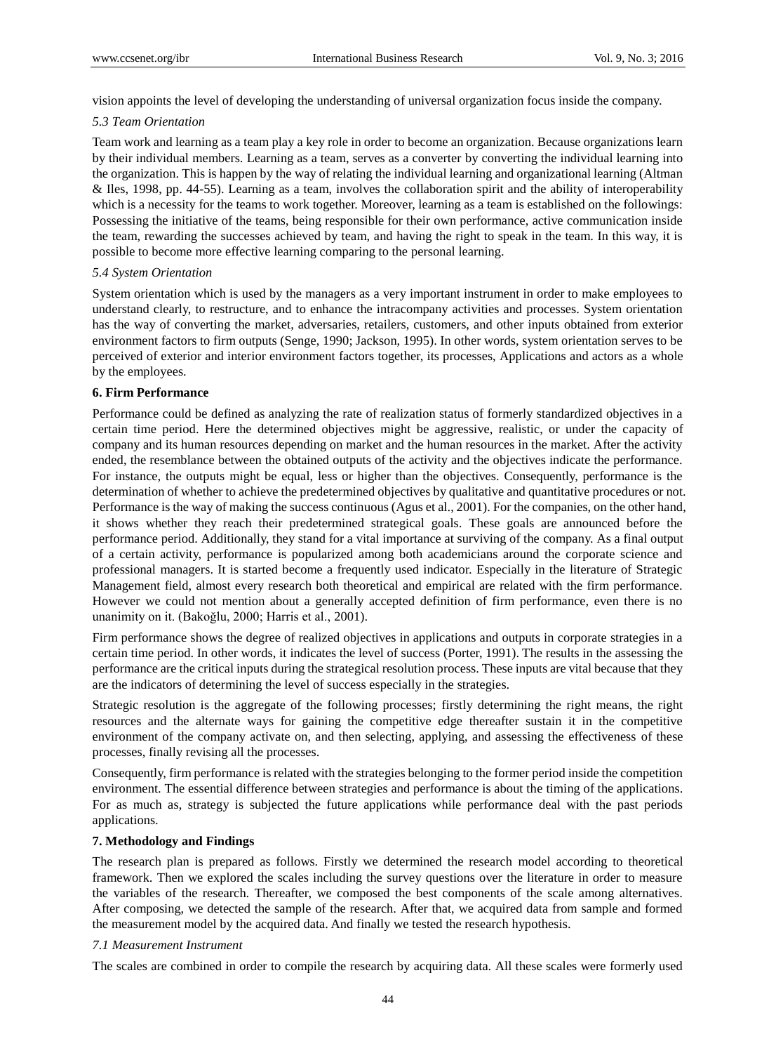vision appoints the level of developing the understanding of universal organization focus inside the company.

### *5.3 Team Orientation*

Team work and learning as a team play a key role in order to become an organization. Because organizations learn by their individual members. Learning as a team, serves as a converter by converting the individual learning into the organization. This is happen by the way of relating the individual learning and organizational learning (Altman & Iles, 1998, pp. 44-55). Learning as a team, involves the collaboration spirit and the ability of interoperability which is a necessity for the teams to work together. Moreover, learning as a team is established on the followings: Possessing the initiative of the teams, being responsible for their own performance, active communication inside the team, rewarding the successes achieved by team, and having the right to speak in the team. In this way, it is possible to become more effective learning comparing to the personal learning.

### *5.4 System Orientation*

System orientation which is used by the managers as a very important instrument in order to make employees to understand clearly, to restructure, and to enhance the intracompany activities and processes. System orientation has the way of converting the market, adversaries, retailers, customers, and other inputs obtained from exterior environment factors to firm outputs (Senge, 1990; Jackson, 1995). In other words, system orientation serves to be perceived of exterior and interior environment factors together, its processes, Applications and actors as a whole by the employees.

## **6. Firm Performance**

Performance could be defined as analyzing the rate of realization status of formerly standardized objectives in a certain time period. Here the determined objectives might be aggressive, realistic, or under the capacity of company and its human resources depending on market and the human resources in the market. After the activity ended, the resemblance between the obtained outputs of the activity and the objectives indicate the performance. For instance, the outputs might be equal, less or higher than the objectives. Consequently, performance is the determination of whether to achieve the predetermined objectives by qualitative and quantitative procedures or not. Performance is the way of making the success continuous (Agus et al., 2001). For the companies, on the other hand, it shows whether they reach their predetermined strategical goals. These goals are announced before the performance period. Additionally, they stand for a vital importance at surviving of the company. As a final output of a certain activity, performance is popularized among both academicians around the corporate science and professional managers. It is started become a frequently used indicator. Especially in the literature of Strategic Management field, almost every research both theoretical and empirical are related with the firm performance. However we could not mention about a generally accepted definition of firm performance, even there is no unanimity on it. (Bakoğlu, 2000; Harris et al., 2001).

Firm performance shows the degree of realized objectives in applications and outputs in corporate strategies in a certain time period. In other words, it indicates the level of success (Porter, 1991). The results in the assessing the performance are the critical inputs during the strategical resolution process. These inputs are vital because that they are the indicators of determining the level of success especially in the strategies.

Strategic resolution is the aggregate of the following processes; firstly determining the right means, the right resources and the alternate ways for gaining the competitive edge thereafter sustain it in the competitive environment of the company activate on, and then selecting, applying, and assessing the effectiveness of these processes, finally revising all the processes.

Consequently, firm performance is related with the strategies belonging to the former period inside the competition environment. The essential difference between strategies and performance is about the timing of the applications. For as much as, strategy is subjected the future applications while performance deal with the past periods applications.

## **7. Methodology and Findings**

The research plan is prepared as follows. Firstly we determined the research model according to theoretical framework. Then we explored the scales including the survey questions over the literature in order to measure the variables of the research. Thereafter, we composed the best components of the scale among alternatives. After composing, we detected the sample of the research. After that, we acquired data from sample and formed the measurement model by the acquired data. And finally we tested the research hypothesis.

### *7.1 Measurement Instrument*

The scales are combined in order to compile the research by acquiring data. All these scales were formerly used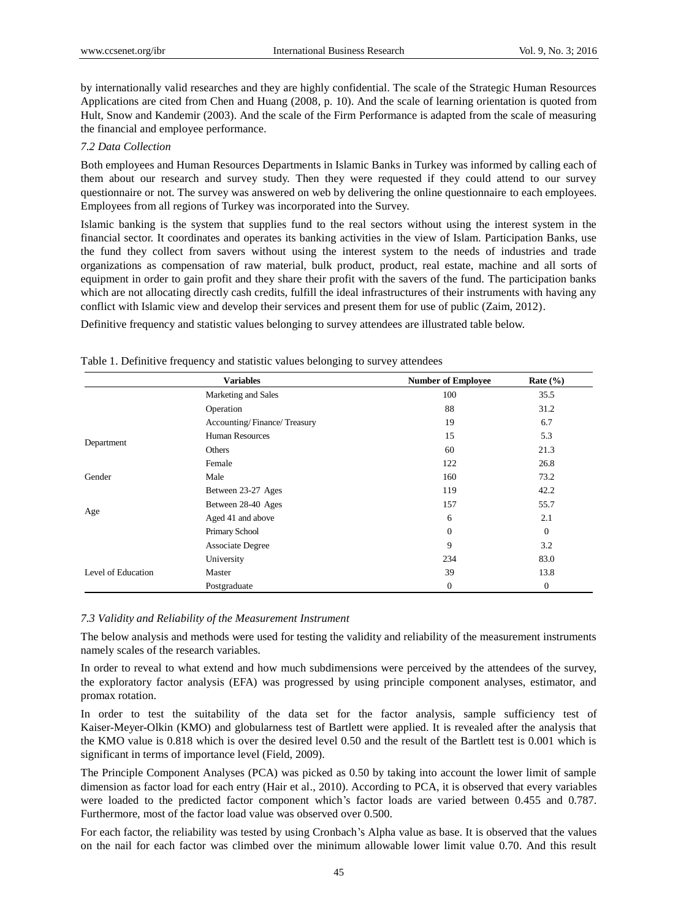by internationally valid researches and they are highly confidential. The scale of the Strategic Human Resources Applications are cited from Chen and Huang (2008, p. 10). And the scale of learning orientation is quoted from Hult, Snow and Kandemir (2003). And the scale of the Firm Performance is adapted from the scale of measuring the financial and employee performance.

### *7.2 Data Collection*

Both employees and Human Resources Departments in Islamic Banks in Turkey was informed by calling each of them about our research and survey study. Then they were requested if they could attend to our survey questionnaire or not. The survey was answered on web by delivering the online questionnaire to each employees. Employees from all regions of Turkey was incorporated into the Survey.

Islamic banking is the system that supplies fund to the real sectors without using the interest system in the financial sector. It coordinates and operates its banking activities in the view of Islam. Participation Banks, use the fund they collect from savers without using the interest system to the needs of industries and trade organizations as compensation of raw material, bulk product, product, real estate, machine and all sorts of equipment in order to gain profit and they share their profit with the savers of the fund. The participation banks which are not allocating directly cash credits, fulfill the ideal infrastructures of their instruments with having any conflict with Islamic view and develop their services and present them for use of public (Zaim, 2012).

Definitive frequency and statistic values belonging to survey attendees are illustrated table below.

Table 1. Definitive frequency and statistic values belonging to survey attendees

| | Variables | Number of Employee | Rate (%) |
|---|---|---|---|
| Department | Marketing and Sales | 100 | 35.5 |
| | Operation | 88 | 31.2 |
| | Accounting/ Finance/ Treasury | 19 | 6.7 |
| | Human Resources | 15 | 5.3 |
| | Others | 60 | 21.3 |
| Gender | Female | 122 | 26.8 |
| | Male | 160 | 73.2 |
| Age | Between 23-27 Ages | 119 | 42.2 |
| | Between 28-40 Ages | 157 | 55.7 |
| | Aged 41 and above | 6 | 2.1 |
| Level of Education | Primary School | 0 | 0 |
| | Associate Degree | 9 | 3.2 |
| | University | 234 | 83.0 |
| | Master | 39 | 13.8 |
| | Postgraduate | 0 | 0 |

### *7.3 Validity and Reliability of the Measurement Instrument*

The below analysis and methods were used for testing the validity and reliability of the measurement instruments namely scales of the research variables.

In order to reveal to what extend and how much subdimensions were perceived by the attendees of the survey, the exploratory factor analysis (EFA) was progressed by using principle component analyses, estimator, and promax rotation.

In order to test the suitability of the data set for the factor analysis, sample sufficiency test of Kaiser-Meyer-Olkin (KMO) and globularness test of Bartlett were applied. It is revealed after the analysis that the KMO value is 0.818 which is over the desired level 0.50 and the result of the Bartlett test is 0.001 which is significant in terms of importance level (Field, 2009).

The Principle Component Analyses (PCA) was picked as 0.50 by taking into account the lower limit of sample dimension as factor load for each entry (Hair et al., 2010). According to PCA, it is observed that every variables were loaded to the predicted factor component which's factor loads are varied between 0.455 and 0.787. Furthermore, most of the factor load value was observed over 0.500.

For each factor, the reliability was tested by using Cronbach's Alpha value as base. It is observed that the values on the nail for each factor was climbed over the minimum allowable lower limit value 0.70. And this result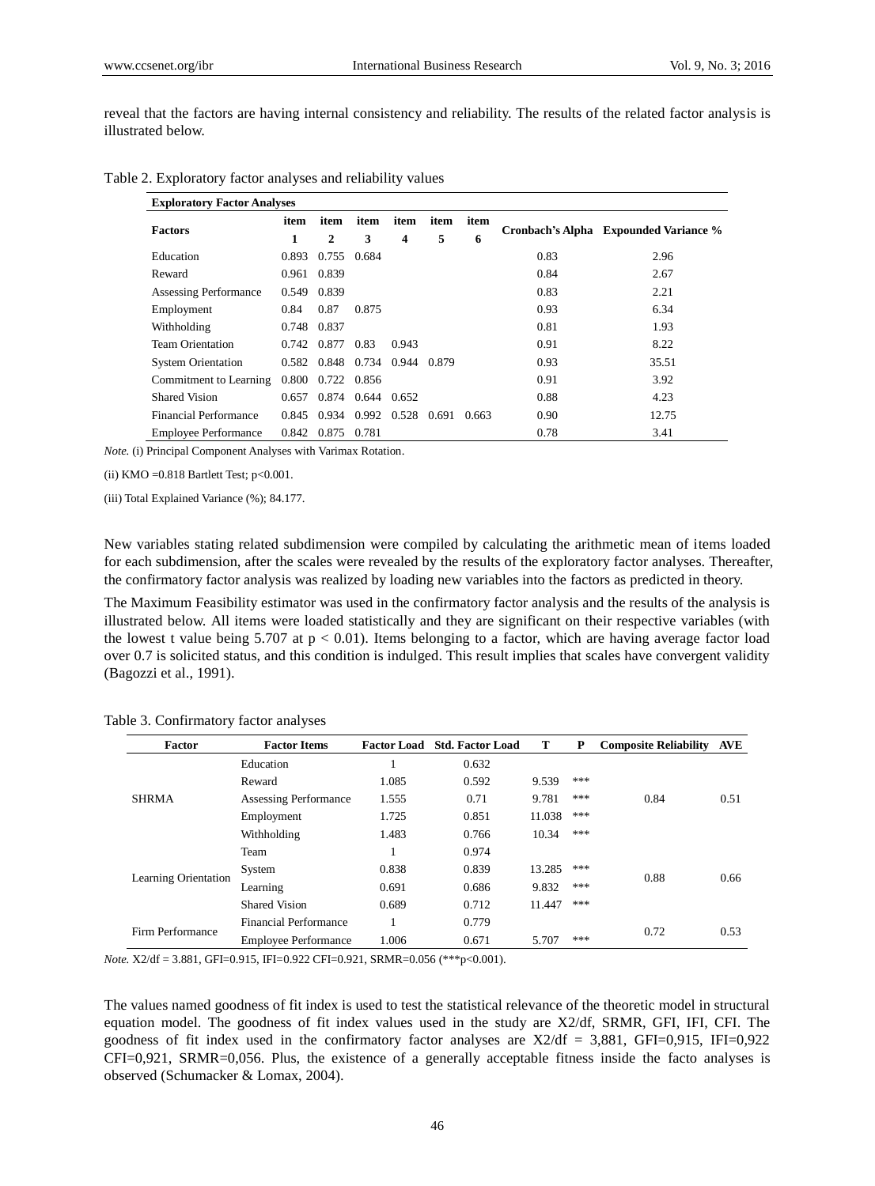reveal that the factors are having internal consistency and reliability. The results of the related factor analysis is illustrated below.

Table 2. Exploratory factor analyses and reliability values

| Exploratory Factor Analyses | | | | | | | | |
|---|---|---|---|---|---|---|---|---|
| **Factors** | **item 1** | **item 2** | **item 3** | **item 4** | **item 5** | **item 6** | **Cronbach's Alpha** | **Expounded Variance %** |
| Education | 0.893 | 0.755 | 0.684 | | | | 0.83 | 2.96 |
| Reward | 0.961 | 0.839 | | | | | 0.84 | 2.67 |
| Assessing Performance | 0.549 | 0.839 | | | | | 0.83 | 2.21 |
| Employment | 0.84 | 0.87 | 0.875 | | | | 0.93 | 6.34 |
| Withholding | 0.748 | 0.837 | | | | | 0.81 | 1.93 |
| Team Orientation | 0.742 | 0.877 | 0.83 | 0.943 | | | 0.91 | 8.22 |
| System Orientation | 0.582 | 0.848 | 0.734 | 0.944 | 0.879 | | 0.93 | 35.51 |
| Commitment to Learning | 0.800 | 0.722 | 0.856 | | | | 0.91 | 3.92 |
| Shared Vision | 0.657 | 0.874 | 0.644 | 0.652 | | | 0.88 | 4.23 |
| Financial Performance | 0.845 | 0.934 | 0.992 | 0.528 | 0.691 | 0.663 | 0.90 | 12.75 |
| Employee Performance | 0.842 | 0.875 | 0.781 | | | | 0.78 | 3.41 |

*Note.* (i) Principal Component Analyses with Varimax Rotation.

(ii) KMO =0.818 Bartlett Test; p<0.001.

(iii) Total Explained Variance (%); 84.177.

New variables stating related subdimension were compiled by calculating the arithmetic mean of items loaded for each subdimension, after the scales were revealed by the results of the exploratory factor analyses. Thereafter, the confirmatory factor analysis was realized by loading new variables into the factors as predicted in theory.

The Maximum Feasibility estimator was used in the confirmatory factor analysis and the results of the analysis is illustrated below. All items were loaded statistically and they are significant on their respective variables (with the lowest t value being 5.707 at $p < 0.01$). Items belonging to a factor, which are having average factor load over 0.7 is solicited status, and this condition is indulged. This result implies that scales have convergent validity (Bagozzi et al., 1991).

Table 3. Confirmatory factor analyses

| Factor | Factor Items | Factor Load | Std. Factor Load | T | P | Composite Reliability | AVE |
|---|---|---|---|---|---|---|---|
| SHRMA | Education | 1 | 0.632 | | | 0.84 | 0.51 |
| | Reward | 1.085 | 0.592 | 9.539 | *** | | |
| | Assessing Performance | 1.555 | 0.71 | 9.781 | *** | | |
| | Employment | 1.725 | 0.851 | 11.038 | *** | | |
| | Withholding | 1.483 | 0.766 | 10.34 | *** | | |
| Learning Orientation | Team | 1 | 0.974 | | | 0.88 | 0.66 |
| | System | 0.838 | 0.839 | 13.285 | *** | | |
| | Learning | 0.691 | 0.686 | 9.832 | *** | | |
| | Shared Vision | 0.689 | 0.712 | 11.447 | *** | | |
| Firm Performance | Financial Performance | 1 | 0.779 | | | 0.72 | 0.53 |
| | Employee Performance | 1.006 | 0.671 | 5.707 | *** | | |

*Note.* X2/df = 3.881, GFI=0.915, IFI=0.922 CFI=0.921, SRMR=0.056 (***p<0.001).

The values named goodness of fit index is used to test the statistical relevance of the theoretic model in structural equation model. The goodness of fit index values used in the study are X2/df, SRMR, GFI, IFI, CFI. The goodness of fit index used in the confirmatory factor analyses are X2/df = 3,881, GFI=0,915, IFI=0,922 CFI=0,921, SRMR=0,056. Plus, the existence of a generally acceptable fitness inside the facto analyses is observed (Schumacker & Lomax, 2004).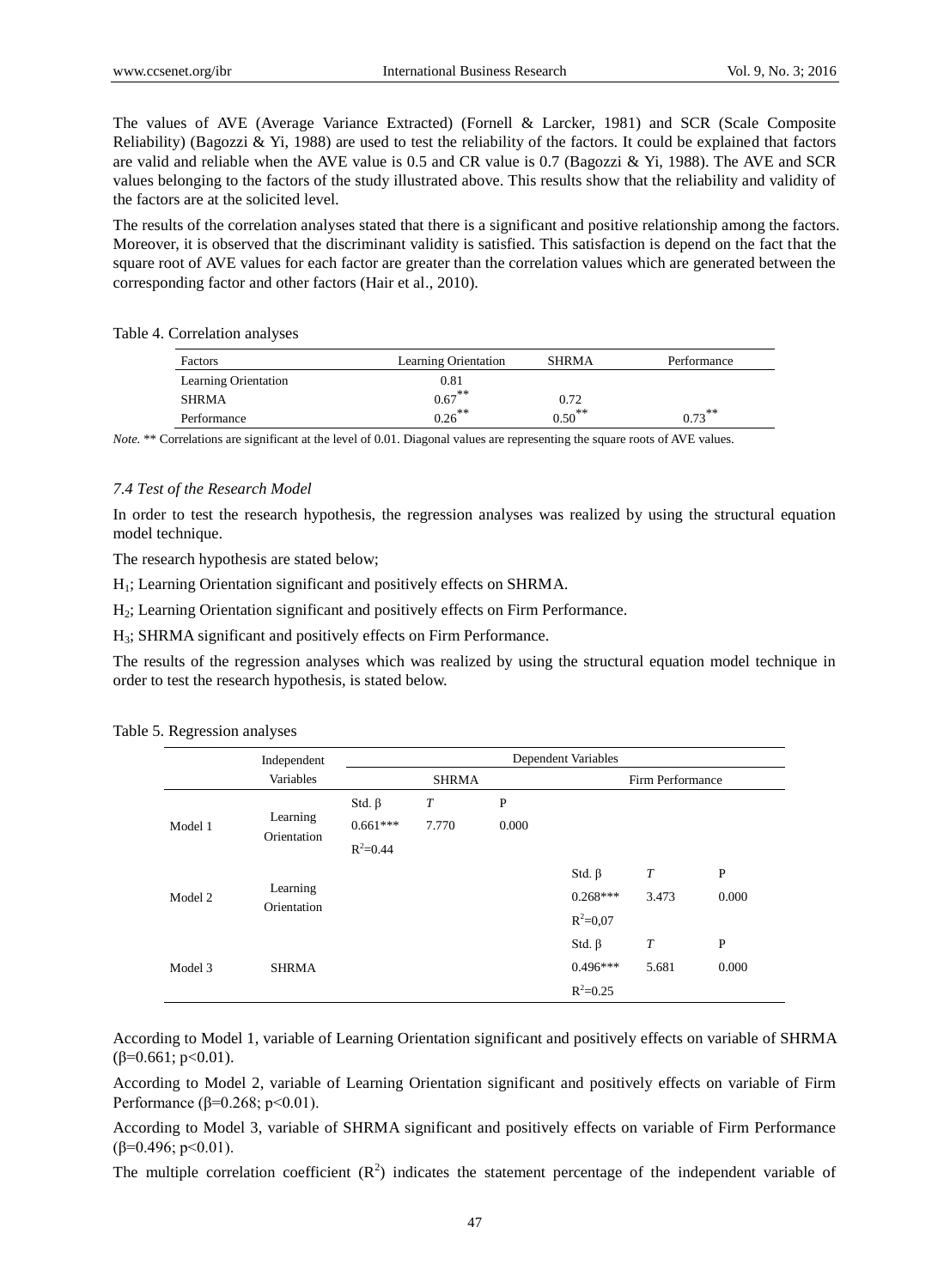The values of AVE (Average Variance Extracted) (Fornell & Larcker, 1981) and SCR (Scale Composite Reliability) (Bagozzi & Yi, 1988) are used to test the reliability of the factors. It could be explained that factors are valid and reliable when the AVE value is 0.5 and CR value is 0.7 (Bagozzi & Yi, 1988). The AVE and SCR values belonging to the factors of the study illustrated above. This results show that the reliability and validity of the factors are at the solicited level.

The results of the correlation analyses stated that there is a significant and positive relationship among the factors. Moreover, it is observed that the discriminant validity is satisfied. This satisfaction is depend on the fact that the square root of AVE values for each factor are greater than the correlation values which are generated between the corresponding factor and other factors (Hair et al., 2010).

Table 4. Correlation analyses

| Factors | Learning Orientation | SHRMA | Performance |
|---|---|---|---|
| Learning Orientation | 0.81 | | |
| SHRMA | 0.67** | 0.72 | |
| Performance | 0.26** | 0.50** | 0.73** |

*Note.* ** Correlations are significant at the level of 0.01. Diagonal values are representing the square roots of AVE values.

### *7.4 Test of the Research Model*

In order to test the research hypothesis, the regression analyses was realized by using the structural equation model technique.

The research hypothesis are stated below;

$H_1$; Learning Orientation significant and positively effects on SHRMA.

$H_2$; Learning Orientation significant and positively effects on Firm Performance.

$H_3$; SHRMA significant and positively effects on Firm Performance.

The results of the regression analyses which was realized by using the structural equation model technique in order to test the research hypothesis, is stated below.

Table 5. Regression analyses

| | Independent Variables | Dependent Variables | | | | | |
|---|---|---|---|---|---|---|---|
| | | SHRMA | | | Firm Performance | | |
| Model 1 | Learning Orientation | Std. β | *T* | P | | | |
| | | 0.661*** | 7.770 | 0.000 | | | |
| | | $R^2$=0.44 | | | | | |
| Model 2 | Learning Orientation | | | | Std. β | *T* | P |
| | | | | | 0.268*** | 3.473 | 0.000 |
| | | | | | $R^2$=0,07 | | |
| Model 3 | SHRMA | | | | Std. β | *T* | P |
| | | | | | 0.496*** | 5.681 | 0.000 |
| | | | | | $R^2$=0.25 | | |

According to Model 1, variable of Learning Orientation significant and positively effects on variable of SHRMA ($\beta$=0.661; $p<0.01$).

According to Model 2, variable of Learning Orientation significant and positively effects on variable of Firm Performance ($\beta$=0.268; $p<0.01$).

According to Model 3, variable of SHRMA significant and positively effects on variable of Firm Performance ($\beta$=0.496; $p<0.01$).

The multiple correlation coefficient ($R^2$) indicates the statement percentage of the independent variable of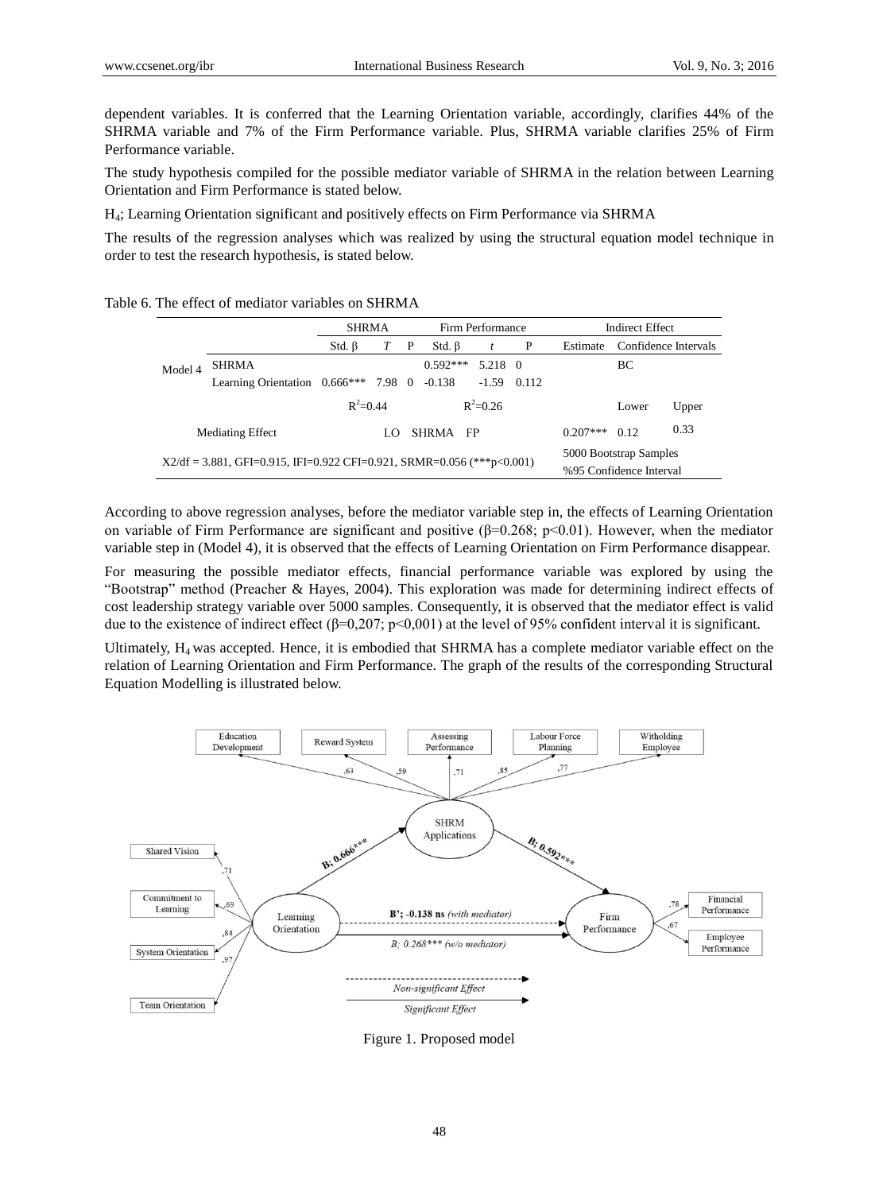dependent variables. It is conferred that the Learning Orientation variable, accordingly, clarifies 44% of the SHRMA variable and 7% of the Firm Performance variable. Plus, SHRMA variable clarifies 25% of Firm Performance variable.

The study hypothesis compiled for the possible mediator variable of SHRMA in the relation between Learning Orientation and Firm Performance is stated below.

$H_4$; Learning Orientation significant and positively effects on Firm Performance via SHRMA

The results of the regression analyses which was realized by using the structural equation model technique in order to test the research hypothesis, is stated below.

Table 6. The effect of mediator variables on SHRMA

| | | SHRMA | | | Firm Performance | | | Indirect Effect | | |
|---|---|---|---|---|---|---|---|---|---|---|
| | | Std. β | *T* | P | Std. β | *t* | P | Estimate | Confidence Intervals | |
| Model 4 | SHRMA | | | | 0.592*** | 5.218 | 0 | | BC | |
| | Learning Orientation | 0.666*** | 7.98 | 0 | -0.138 | -1.59 | 0.112 | | | |
| | | $R^2$=0.44 | | | $R^2$=0.26 | | | | Lower | Upper |
| Mediating Effect | | | LO | | SHRMA | FP | | 0.207*** | 0.12 | 0.33 |
| X2/df = 3.881, GFI=0.915, IFI=0.922 CFI=0.921, SRMR=0.056 (***p<0.001) | | | | | | | | 5000 Bootstrap Samples %95 Confidence Interval | | |

According to above regression analyses, before the mediator variable step in, the effects of Learning Orientation on variable of Firm Performance are significant and positive (β=0.268; p<0.01). However, when the mediator variable step in (Model 4), it is observed that the effects of Learning Orientation on Firm Performance disappear.

For measuring the possible mediator effects, financial performance variable was explored by using the "Bootstrap" method (Preacher & Hayes, 2004). This exploration was made for determining indirect effects of cost leadership strategy variable over 5000 samples. Consequently, it is observed that the mediator effect is valid due to the existence of indirect effect (β=0,207; p<0,001) at the level of 95% confident interval it is significant.

Ultimately, $H_4$ was accepted. Hence, it is embodied that SHRMA has a complete mediator variable effect on the relation of Learning Orientation and Firm Performance. The graph of the results of the corresponding Structural Equation Modelling is illustrated below.

Figure 1. Proposed model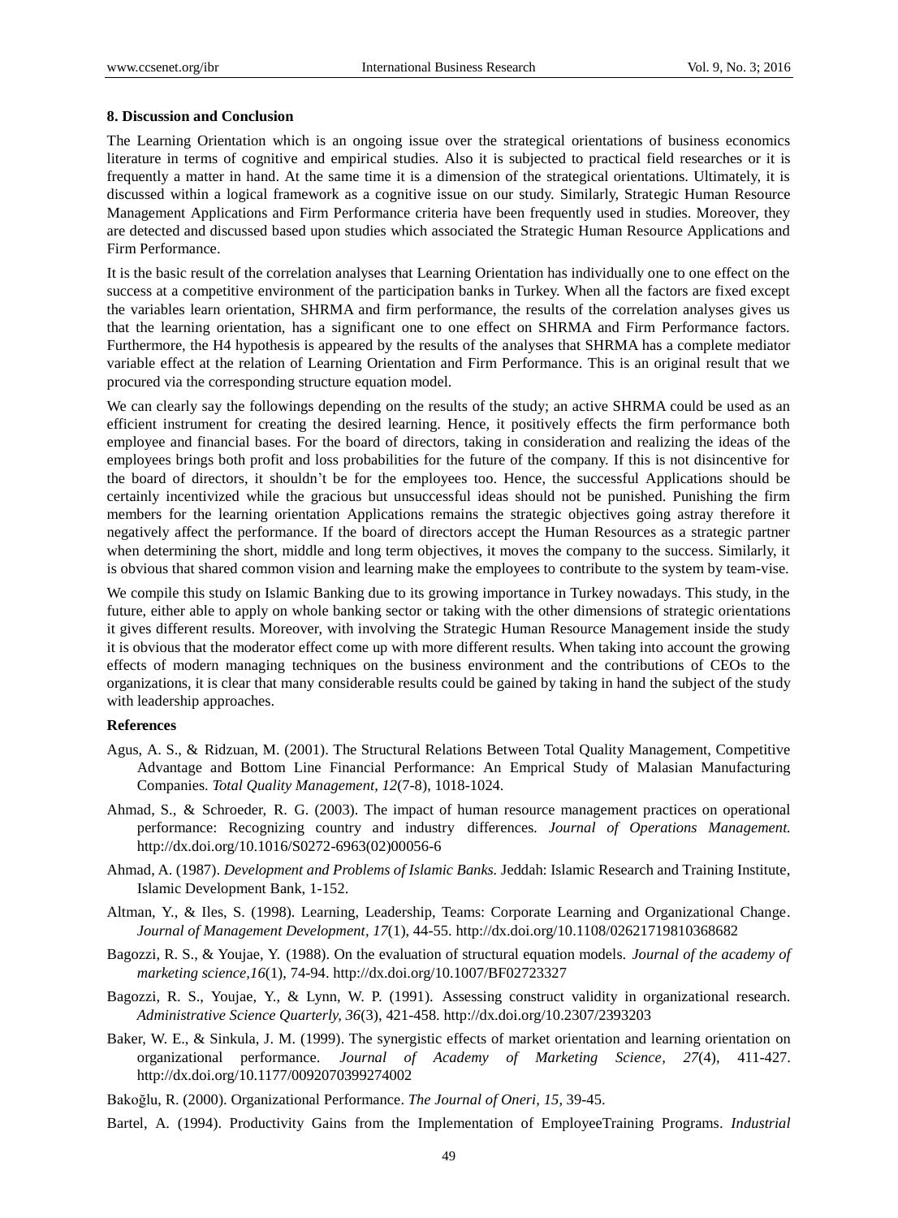### 8. Discussion and Conclusion

The Learning Orientation which is an ongoing issue over the strategical orientations of business economics literature in terms of cognitive and empirical studies. Also it is subjected to practical field researches or it is frequently a matter in hand. At the same time it is a dimension of the strategical orientations. Ultimately, it is discussed within a logical framework as a cognitive issue on our study. Similarly, Strategic Human Resource Management Applications and Firm Performance criteria have been frequently used in studies. Moreover, they are detected and discussed based upon studies which associated the Strategic Human Resource Applications and Firm Performance.

It is the basic result of the correlation analyses that Learning Orientation has individually one to one effect on the success at a competitive environment of the participation banks in Turkey. When all the factors are fixed except the variables learn orientation, SHRMA and firm performance, the results of the correlation analyses gives us that the learning orientation, has a significant one to one effect on SHRMA and Firm Performance factors. Furthermore, the H4 hypothesis is appeared by the results of the analyses that SHRMA has a complete mediator variable effect at the relation of Learning Orientation and Firm Performance. This is an original result that we procured via the corresponding structure equation model.

We can clearly say the followings depending on the results of the study; an active SHRMA could be used as an efficient instrument for creating the desired learning. Hence, it positively effects the firm performance both employee and financial bases. For the board of directors, taking in consideration and realizing the ideas of the employees brings both profit and loss probabilities for the future of the company. If this is not disincentive for the board of directors, it shouldn't be for the employees too. Hence, the successful Applications should be certainly incentivized while the gracious but unsuccessful ideas should not be punished. Punishing the firm members for the learning orientation Applications remains the strategic objectives going astray therefore it negatively affect the performance. If the board of directors accept the Human Resources as a strategic partner when determining the short, middle and long term objectives, it moves the company to the success. Similarly, it is obvious that shared common vision and learning make the employees to contribute to the system by team-vise.

We compile this study on Islamic Banking due to its growing importance in Turkey nowadays. This study, in the future, either able to apply on whole banking sector or taking with the other dimensions of strategic orientations it gives different results. Moreover, with involving the Strategic Human Resource Management inside the study it is obvious that the moderator effect come up with more different results. When taking into account the growing effects of modern managing techniques on the business environment and the contributions of CEOs to the organizations, it is clear that many considerable results could be gained by taking in hand the subject of the study with leadership approaches.

### References

Agus, A. S., & Ridzuan, M. (2001). The Structural Relations Between Total Quality Management, Competitive Advantage and Bottom Line Financial Performance: An Emprical Study of Malasian Manufacturing Companies. *Total Quality Management, 12*(7-8), 1018-1024.

Ahmad, S., & Schroeder, R. G. (2003). The impact of human resource management practices on operational performance: Recognizing country and industry differences. *Journal of Operations Management.* http://dx.doi.org/10.1016/S0272-6963(02)00056-6

Ahmad, A. (1987). *Development and Problems of Islamic Banks.* Jeddah: Islamic Research and Training Institute, Islamic Development Bank, 1-152.

Altman, Y., & Iles, S. (1998). Learning, Leadership, Teams: Corporate Learning and Organizational Change. *Journal of Management Development, 17*(1), 44-55. http://dx.doi.org/10.1108/02621719810368682

Bagozzi, R. S., & Youjae, Y. (1988). On the evaluation of structural equation models. *Journal of the academy of marketing science,16*(1), 74-94. http://dx.doi.org/10.1007/BF02723327

Bagozzi, R. S., Youjae, Y., & Lynn, W. P. (1991). Assessing construct validity in organizational research. *Administrative Science Quarterly, 36*(3), 421-458. http://dx.doi.org/10.2307/2393203

Baker, W. E., & Sinkula, J. M. (1999). The synergistic effects of market orientation and learning orientation on organizational performance. *Journal of Academy of Marketing Science, 27*(4), 411-427. http://dx.doi.org/10.1177/0092070399274002

Bakoğlu, R. (2000). Organizational Performance. *The Journal of Oneri, 15,* 39-45.

Bartel, A. (1994). Productivity Gains from the Implementation of EmployeeTraining Programs. *Industrial*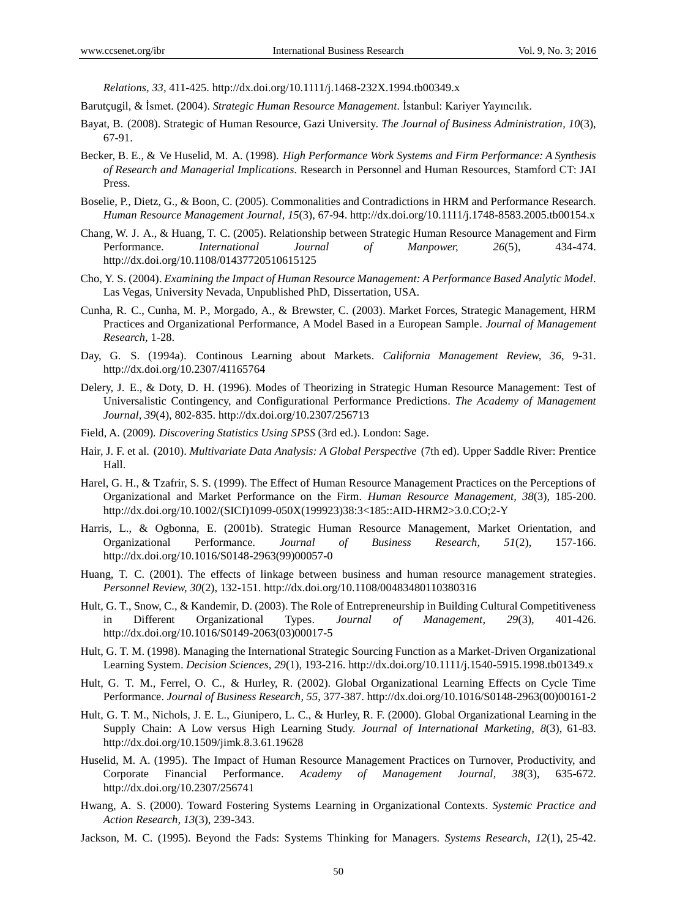*Relations, 33*, 411-425. http://dx.doi.org/10.1111/j.1468-232X.1994.tb00349.x

Barutçugil, & İsmet. (2004). *Strategic Human Resource Management*. İstanbul: Kariyer Yayıncılık.

Bayat, B. (2008). Strategic of Human Resource, Gazi University. *The Journal of Business Administration, 10*(3), 67-91.

Becker, B. E., & Ve Huselid, M. A. (1998). *High Performance Work Systems and Firm Performance: A Synthesis of Research and Managerial Implications*. Research in Personnel and Human Resources, Stamford CT: JAI Press.

Boselie, P., Dietz, G., & Boon, C. (2005). Commonalities and Contradictions in HRM and Performance Research. *Human Resource Management Journal, 15*(3), 67-94. http://dx.doi.org/10.1111/j.1748-8583.2005.tb00154.x

Chang, W. J. A., & Huang, T. C. (2005). Relationship between Strategic Human Resource Management and Firm Performance. *International Journal of Manpower, 26*(5), 434-474. http://dx.doi.org/10.1108/01437720510615125

Cho, Y. S. (2004). *Examining the Impact of Human Resource Management: A Performance Based Analytic Model*. Las Vegas, University Nevada, Unpublished PhD, Dissertation, USA.

Cunha, R. C., Cunha, M. P., Morgado, A., & Brewster, C. (2003). Market Forces, Strategic Management, HRM Practices and Organizational Performance, A Model Based in a European Sample. *Journal of Management Research*, 1-28.

Day, G. S. (1994a). Continous Learning about Markets. *California Management Review, 36*, 9-31. http://dx.doi.org/10.2307/41165764

Delery, J. E., & Doty, D. H. (1996). Modes of Theorizing in Strategic Human Resource Management: Test of Universalistic Contingency, and Configurational Performance Predictions. *The Academy of Management Journal, 39*(4), 802-835. http://dx.doi.org/10.2307/256713

Field, A. (2009). *Discovering Statistics Using SPSS* (3rd ed.). London: Sage.

Hair, J. F. et al. (2010). *Multivariate Data Analysis: A Global Perspective* (7th ed). Upper Saddle River: Prentice Hall.

Harel, G. H., & Tzafrir, S. S. (1999). The Effect of Human Resource Management Practices on the Perceptions of Organizational and Market Performance on the Firm. *Human Resource Management, 38*(3), 185-200. http://dx.doi.org/10.1002/(SICI)1099-050X(199923)38:3<185::AID-HRM2>3.0.CO;2-Y

Harris, L., & Ogbonna, E. (2001b). Strategic Human Resource Management, Market Orientation, and Organizational Performance. *Journal of Business Research, 51*(2), 157-166. http://dx.doi.org/10.1016/S0148-2963(99)00057-0

Huang, T. C. (2001). The effects of linkage between business and human resource management strategies. *Personnel Review, 30*(2), 132-151. http://dx.doi.org/10.1108/00483480110380316

Hult, G. T., Snow, C., & Kandemir, D. (2003). The Role of Entrepreneurship in Building Cultural Competitiveness in Different Organizational Types. *Journal of Management, 29*(3), 401-426. http://dx.doi.org/10.1016/S0149-2063(03)00017-5

Hult, G. T. M. (1998). Managing the International Strategic Sourcing Function as a Market-Driven Organizational Learning System. *Decision Sciences, 29*(1), 193-216. http://dx.doi.org/10.1111/j.1540-5915.1998.tb01349.x

Hult, G. T. M., Ferrel, O. C., & Hurley, R. (2002). Global Organizational Learning Effects on Cycle Time Performance. *Journal of Business Research, 55*, 377-387. http://dx.doi.org/10.1016/S0148-2963(00)00161-2

Hult, G. T. M., Nichols, J. E. L., Giunipero, L. C., & Hurley, R. F. (2000). Global Organizational Learning in the Supply Chain: A Low versus High Learning Study. *Journal of International Marketing, 8*(3), 61-83. http://dx.doi.org/10.1509/jimk.8.3.61.19628

Huselid, M. A. (1995). The Impact of Human Resource Management Practices on Turnover, Productivity, and Corporate Financial Performance. *Academy of Management Journal, 38*(3), 635-672. http://dx.doi.org/10.2307/256741

Hwang, A. S. (2000). Toward Fostering Systems Learning in Organizational Contexts. *Systemic Practice and Action Research, 13*(3), 239-343.

Jackson, M. C. (1995). Beyond the Fads: Systems Thinking for Managers. *Systems Research, 12*(1), 25-42.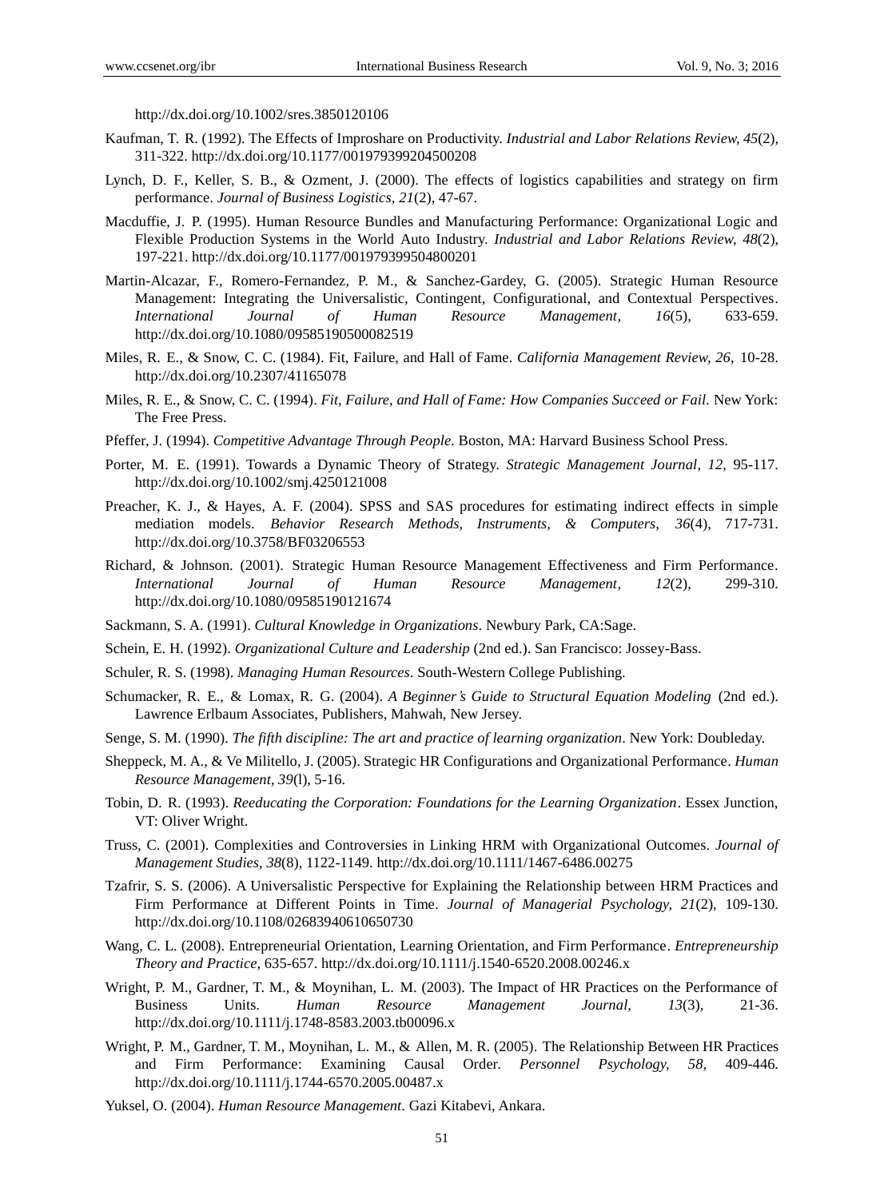http://dx.doi.org/10.1002/sres.3850120106

Kaufman, T. R. (1992). The Effects of Improshare on Productivity. *Industrial and Labor Relations Review, 45*(2), 311-322. http://dx.doi.org/10.1177/001979399204500208

Lynch, D. F., Keller, S. B., & Ozment, J. (2000). The effects of logistics capabilities and strategy on firm performance. *Journal of Business Logistics, 21*(2), 47-67.

Macduffie, J. P. (1995). Human Resource Bundles and Manufacturing Performance: Organizational Logic and Flexible Production Systems in the World Auto Industry. *Industrial and Labor Relations Review, 48*(2), 197-221. http://dx.doi.org/10.1177/001979399504800201

Martin-Alcazar, F., Romero-Fernandez, P. M., & Sanchez-Gardey, G. (2005). Strategic Human Resource Management: Integrating the Universalistic, Contingent, Configurational, and Contextual Perspectives. *International Journal of Human Resource Management, 16*(5), 633-659. http://dx.doi.org/10.1080/09585190500082519

Miles, R. E., & Snow, C. C. (1984). Fit, Failure, and Hall of Fame. *California Management Review, 26*, 10-28. http://dx.doi.org/10.2307/41165078

Miles, R. E., & Snow, C. C. (1994). *Fit, Failure, and Hall of Fame: How Companies Succeed or Fail.* New York: The Free Press.

Pfeffer, J. (1994). *Competitive Advantage Through People.* Boston, MA: Harvard Business School Press.

Porter, M. E. (1991). Towards a Dynamic Theory of Strategy. *Strategic Management Journal, 12*, 95-117. http://dx.doi.org/10.1002/smj.4250121008

Preacher, K. J., & Hayes, A. F. (2004). SPSS and SAS procedures for estimating indirect effects in simple mediation models. *Behavior Research Methods, Instruments, & Computers, 36*(4), 717-731. http://dx.doi.org/10.3758/BF03206553

Richard, & Johnson. (2001). Strategic Human Resource Management Effectiveness and Firm Performance. *International Journal of Human Resource Management, 12*(2), 299-310. http://dx.doi.org/10.1080/09585190121674

Sackmann, S. A. (1991). *Cultural Knowledge in Organizations*. Newbury Park, CA:Sage.

Schein, E. H. (1992). *Organizational Culture and Leadership* (2nd ed.). San Francisco: Jossey-Bass.

Schuler, R. S. (1998). *Managing Human Resources*. South-Western College Publishing.

Schumacker, R. E., & Lomax, R. G. (2004). *A Beginner's Guide to Structural Equation Modeling* (2nd ed.). Lawrence Erlbaum Associates, Publishers, Mahwah, New Jersey.

Senge, S. M. (1990). *The fifth discipline: The art and practice of learning organization*. New York: Doubleday.

Sheppeck, M. A., & Ve Militello, J. (2005). Strategic HR Configurations and Organizational Performance. *Human Resource Management, 39*(l), 5-16.

Tobin, D. R. (1993). *Reeducating the Corporation: Foundations for the Learning Organization*. Essex Junction, VT: Oliver Wright.

Truss, C. (2001). Complexities and Controversies in Linking HRM with Organizational Outcomes. *Journal of Management Studies, 38*(8), 1122-1149. http://dx.doi.org/10.1111/1467-6486.00275

Tzafrir, S. S. (2006). A Universalistic Perspective for Explaining the Relationship between HRM Practices and Firm Performance at Different Points in Time. *Journal of Managerial Psychology, 21*(2), 109-130. http://dx.doi.org/10.1108/02683940610650730

Wang, C. L. (2008). Entrepreneurial Orientation, Learning Orientation, and Firm Performance. *Entrepreneurship Theory and Practice*, 635-657. http://dx.doi.org/10.1111/j.1540-6520.2008.00246.x

Wright, P. M., Gardner, T. M., & Moynihan, L. M. (2003). The Impact of HR Practices on the Performance of Business Units. *Human Resource Management Journal, 13*(3), 21-36. http://dx.doi.org/10.1111/j.1748-8583.2003.tb00096.x

Wright, P. M., Gardner, T. M., Moynihan, L. M., & Allen, M. R. (2005). The Relationship Between HR Practices and Firm Performance: Examining Causal Order. *Personnel Psychology, 58*, 409-446. http://dx.doi.org/10.1111/j.1744-6570.2005.00487.x

Yuksel, O. (2004). *Human Resource Management*. Gazi Kitabevi, Ankara.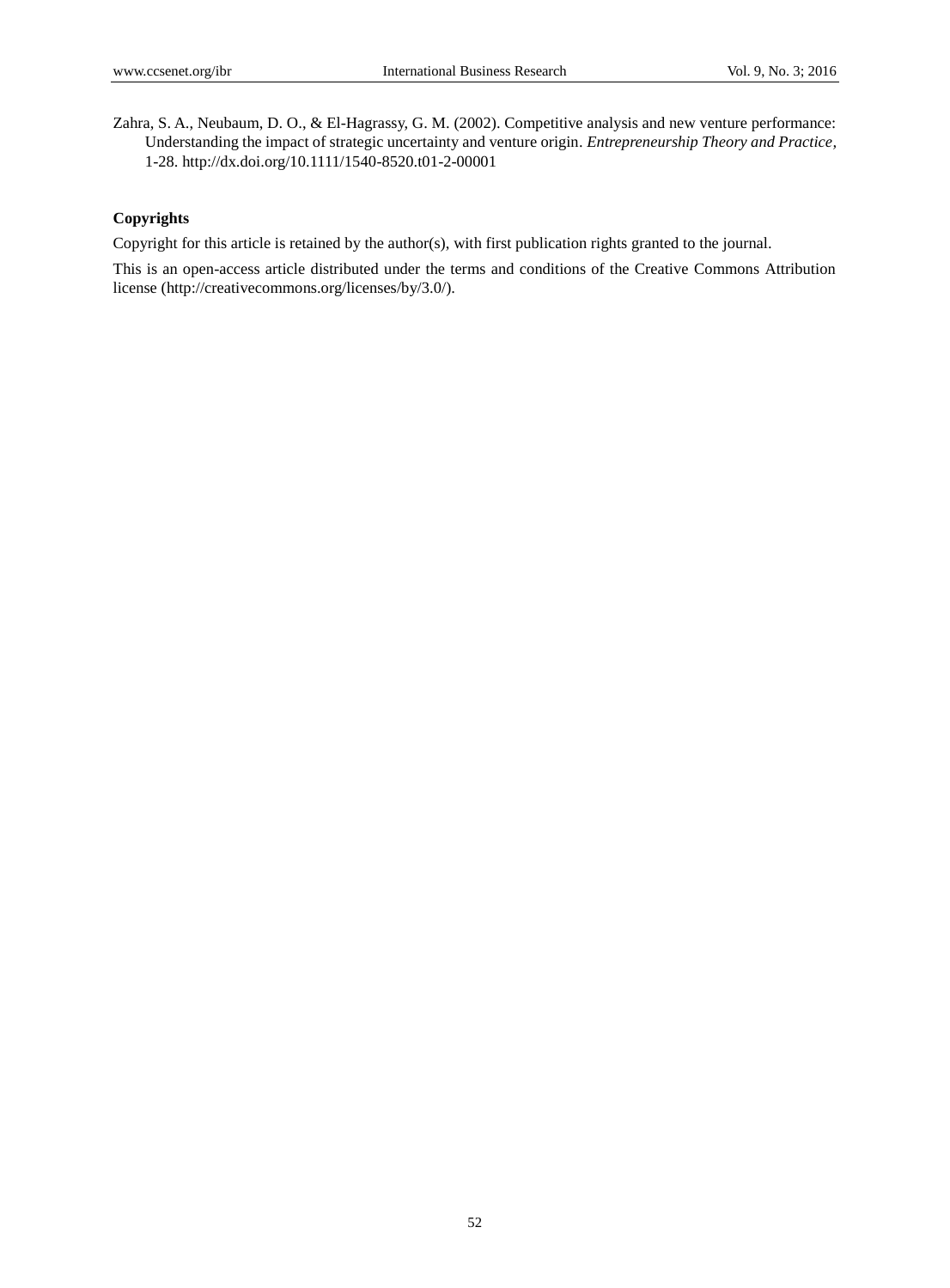Zahra, S. A., Neubaum, D. O., & El-Hagrassy, G. M. (2002). Competitive analysis and new venture performance: Understanding the impact of strategic uncertainty and venture origin. *Entrepreneurship Theory and Practice,* 1-28. http://dx.doi.org/10.1111/1540-8520.t01-2-00001

**Copyrights**

Copyright for this article is retained by the author(s), with first publication rights granted to the journal.

This is an open-access article distributed under the terms and conditions of the Creative Commons Attribution license (http://creativecommons.org/licenses/by/3.0/).